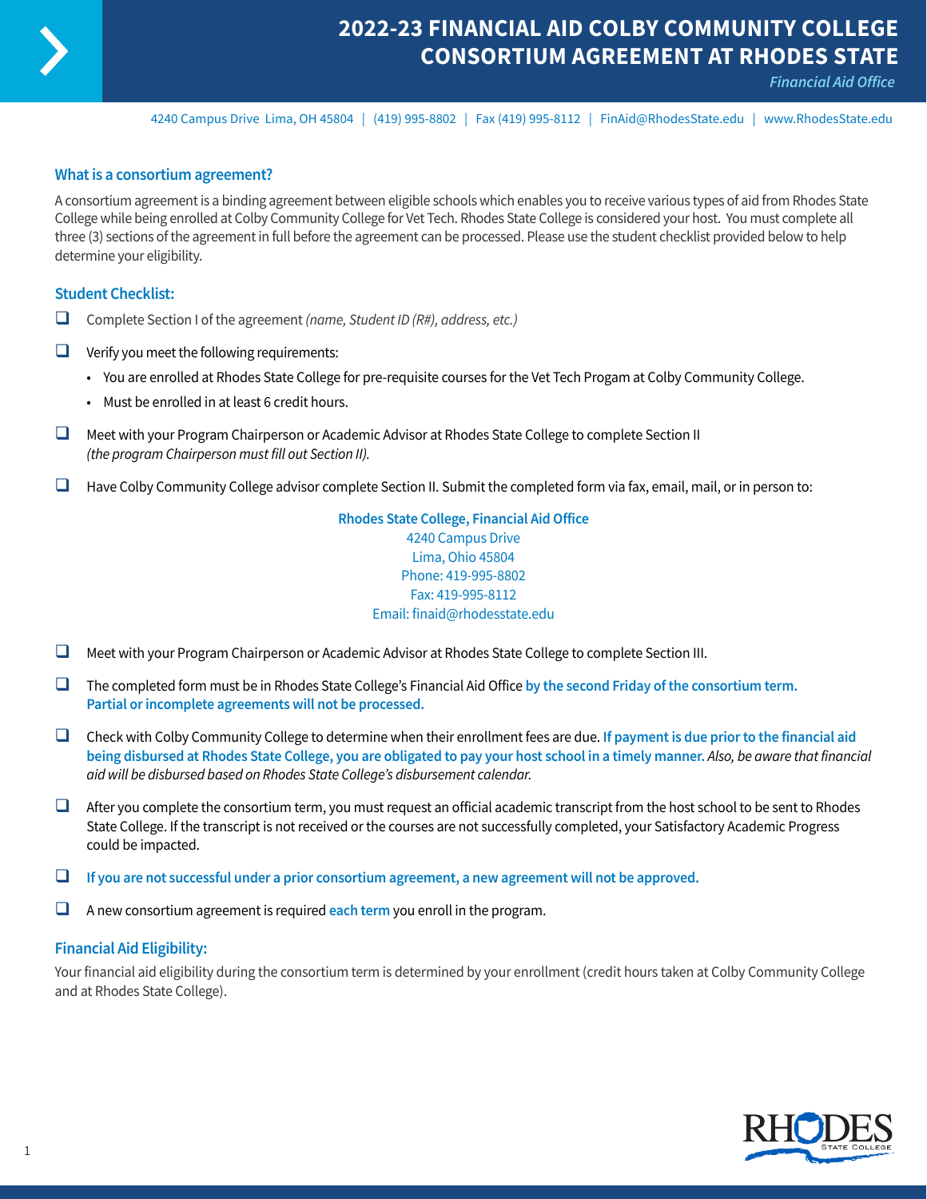# 2022-23 FINANCIAL AID COLBY COMMUNITY COLLEGE CONSORTIUM AGREEMENT AT RHODES STATE

*Financial Aid Office*

4240 Campus Drive Lima, OH 45804 | (419) 995-8802 | Fax (419) 995-8112 | FinAid@RhodesState.edu | www.RhodesState.edu

## What is a consortium agreement?

A consortium agreement is a binding agreement between eligible schools which enables you to receive various types of aid from Rhodes State College while being enrolled at Colby Community College for Vet Tech. Rhodes State College is considered your host. You must complete all three (3) sections of the agreement in full before the agreement can be processed. Please use the student checklist provided below to help determine your eligibility.

## Student Checklist:

- ☐ Complete Section I of the agreement *(name, Student ID (R#), address, etc.)*
- ☐ Verify you meet the following requirements:
  - You are enrolled at Rhodes State College for pre-requisite courses for the Vet Tech Progam at Colby Community College.
  - Must be enrolled in at least 6 credit hours.
- ☐ Meet with your Program Chairperson or Academic Advisor at Rhodes State College to complete Section II *(the program Chairperson must fill out Section II).*
- ☐ Have Colby Community College advisor complete Section II. Submit the completed form via fax, email, mail, or in person to:

  **Rhodes State College, Financial Aid Office**
  4240 Campus Drive
  Lima, Ohio 45804
  Phone: 419-995-8802
  Fax: 419-995-8112
  Email: finaid@rhodesstate.edu

- ☐ Meet with your Program Chairperson or Academic Advisor at Rhodes State College to complete Section III.
- ☐ The completed form must be in Rhodes State College's Financial Aid Office **by the second Friday of the consortium term. Partial or incomplete agreements will not be processed.**
- ☐ Check with Colby Community College to determine when their enrollment fees are due. **If payment is due prior to the financial aid being disbursed at Rhodes State College, you are obligated to pay your host school in a timely manner.** *Also, be aware that financial aid will be disbursed based on Rhodes State College's disbursement calendar.*
- ☐ After you complete the consortium term, you must request an official academic transcript from the host school to be sent to Rhodes State College. If the transcript is not received or the courses are not successfully completed, your Satisfactory Academic Progress could be impacted.
- ☐ **If you are not successful under a prior consortium agreement, a new agreement will not be approved.**
- ☐ A new consortium agreement is required **each term** you enroll in the program.

## Financial Aid Eligibility:

Your financial aid eligibility during the consortium term is determined by your enrollment (credit hours taken at Colby Community College and at Rhodes State College).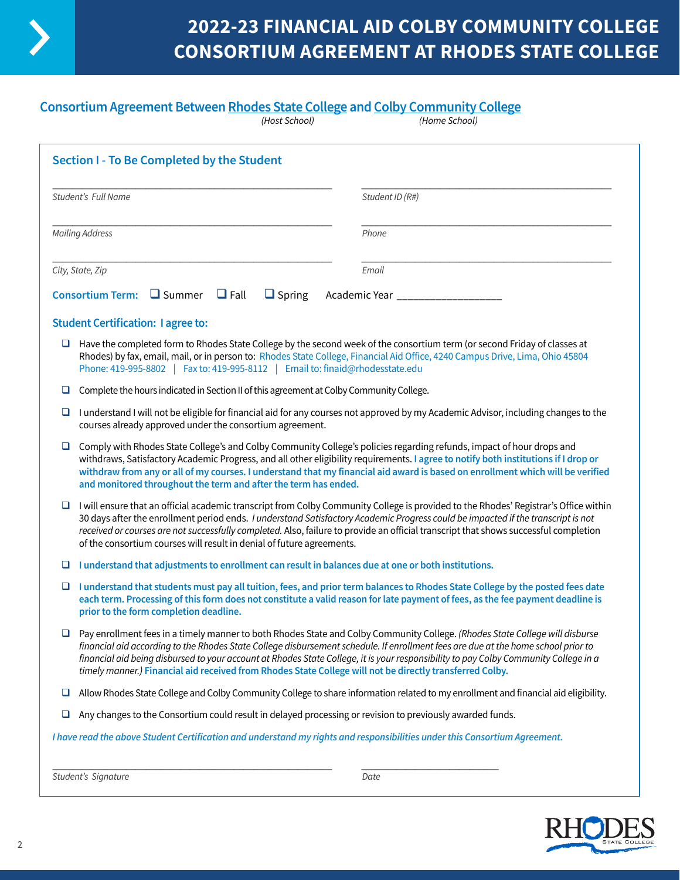# 2022-23 FINANCIAL AID COLBY COMMUNITY COLLEGE CONSORTIUM AGREEMENT AT RHODES STATE COLLEGE

## Consortium Agreement Between Rhodes State College and Colby Community College

(Host School) (Home School)

### Section I - To Be Completed by the Student

_Student's Full Name_ ______________________ _Student ID (R#)_ ______________________

_Mailing Address_ ______________________ _Phone_ ______________________

_City, State, Zip_ ______________________ _Email_ ______________________

**Consortium Term:** ❑ Summer ❑ Fall ❑ Spring Academic Year ___________________

**Student Certification: I agree to:**

- ❑ Have the completed form to Rhodes State College by the second week of the consortium term (or second Friday of classes at Rhodes) by fax, email, mail, or in person to: Rhodes State College, Financial Aid Office, 4240 Campus Drive, Lima, Ohio 45804 Phone: 419-995-8802 | Fax to: 419-995-8112 | Email to: finaid@rhodesstate.edu
- ❑ Complete the hours indicated in Section II of this agreement at Colby Community College.
- ❑ I understand I will not be eligible for financial aid for any courses not approved by my Academic Advisor, including changes to the courses already approved under the consortium agreement.
- ❑ Comply with Rhodes State College's and Colby Community College's policies regarding refunds, impact of hour drops and withdraws, Satisfactory Academic Progress, and all other eligibility requirements. **I agree to notify both institutions if I drop or withdraw from any or all of my courses. I understand that my financial aid award is based on enrollment which will be verified and monitored throughout the term and after the term has ended.**
- ❑ I will ensure that an official academic transcript from Colby Community College is provided to the Rhodes' Registrar's Office within 30 days after the enrollment period ends. _I understand Satisfactory Academic Progress could be impacted if the transcript is not received or courses are not successfully completed._ Also, failure to provide an official transcript that shows successful completion of the consortium courses will result in denial of future agreements.
- ❑ **I understand that adjustments to enrollment can result in balances due at one or both institutions.**
- ❑ **I understand that students must pay all tuition, fees, and prior term balances to Rhodes State College by the posted fees date each term. Processing of this form does not constitute a valid reason for late payment of fees, as the fee payment deadline is prior to the form completion deadline.**
- ❑ Pay enrollment fees in a timely manner to both Rhodes State and Colby Community College. _(Rhodes State College will disburse financial aid according to the Rhodes State College disbursement schedule. If enrollment fees are due at the home school prior to financial aid being disbursed to your account at Rhodes State College, it is your responsibility to pay Colby Community College in a timely manner.)_ **Financial aid received from Rhodes State College will not be directly transferred Colby.**
- ❑ Allow Rhodes State College and Colby Community College to share information related to my enrollment and financial aid eligibility.
- ❑ Any changes to the Consortium could result in delayed processing or revision to previously awarded funds.

_I have read the above Student Certification and understand my rights and responsibilities under this Consortium Agreement._

_Student's Signature_ ______________________ _Date_ ______________________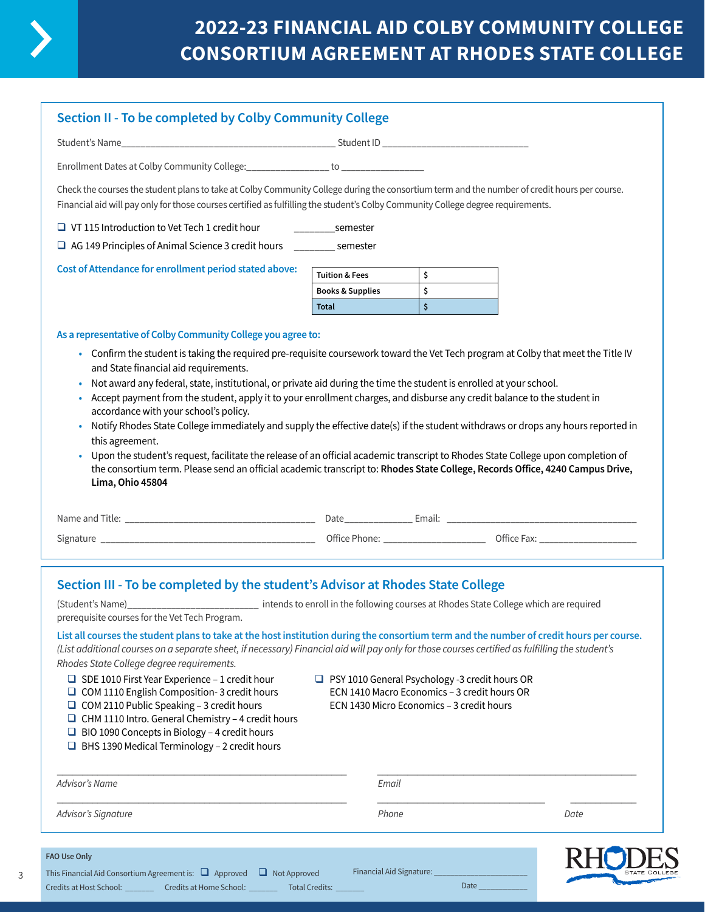# 2022-23 FINANCIAL AID COLBY COMMUNITY COLLEGE CONSORTIUM AGREEMENT AT RHODES STATE COLLEGE

## Section II - To be completed by Colby Community College

Student's Name_____________________________________________ Student ID ______________________________

Enrollment Dates at Colby Community College:________________ to ________________

Check the courses the student plans to take at Colby Community College during the consortium term and the number of credit hours per course. Financial aid will pay only for those courses certified as fulfilling the student's Colby Community College degree requirements.

- ❑ VT 115 Introduction to Vet Tech 1 credit hour ________semester
- ❑ AG 149 Principles of Animal Science 3 credit hours ________ semester

**Cost of Attendance for enrollment period stated above:**

| | |
|---|---|
| **Tuition & Fees** | $ |
| **Books & Supplies** | $ |
| **Total** | $ |

**As a representative of Colby Community College you agree to:**

- Confirm the student is taking the required pre-requisite coursework toward the Vet Tech program at Colby that meet the Title IV and State financial aid requirements.
- Not award any federal, state, institutional, or private aid during the time the student is enrolled at your school.
- Accept payment from the student, apply it to your enrollment charges, and disburse any credit balance to the student in accordance with your school's policy.
- Notify Rhodes State College immediately and supply the effective date(s) if the student withdraws or drops any hours reported in this agreement.
- Upon the student's request, facilitate the release of an official academic transcript to Rhodes State College upon completion of the consortium term. Please send an official academic transcript to: **Rhodes State College, Records Office, 4240 Campus Drive, Lima, Ohio 45804**

Name and Title: ______________________________________ Date_____________ Email: ______________________________________

Signature ____________________________________________ Office Phone: ____________________ Office Fax: ___________________

## Section III - To be completed by the student's Advisor at Rhodes State College

(Student's Name)_________________________ intends to enroll in the following courses at Rhodes State College which are required prerequisite courses for the Vet Tech Program.

**List all courses the student plans to take at the host institution during the consortium term and the number of credit hours per course.** *(List additional courses on a separate sheet, if necessary) Financial aid will pay only for those courses certified as fulfilling the student's Rhodes State College degree requirements.*

- ❑ SDE 1010 First Year Experience – 1 credit hour
- ❑ COM 1110 English Composition- 3 credit hours
- ❑ COM 2110 Public Speaking – 3 credit hours
- ❑ CHM 1110 Intro. General Chemistry – 4 credit hours
- ❑ BIO 1090 Concepts in Biology – 4 credit hours
- ❑ BHS 1390 Medical Terminology – 2 credit hours
- ❑ PSY 1010 General Psychology -3 credit hours OR
  ECN 1410 Macro Economics – 3 credit hours OR
  ECN 1430 Micro Economics – 3 credit hours

______________________________________ ______________________________________
*Advisor's Name* *Email*

______________________________________ ____________________________ ____________
*Advisor's Signature* *Phone* *Date*

**FAO Use Only**

This Financial Aid Consortium Agreement is: ❑ Approved ❑ Not Approved

Financial Aid Signature: ____________________

Credits at Host School: _______ Credits at Home School: _______ Total Credits: _______

Date ___________

RHODES STATE COLLEGE